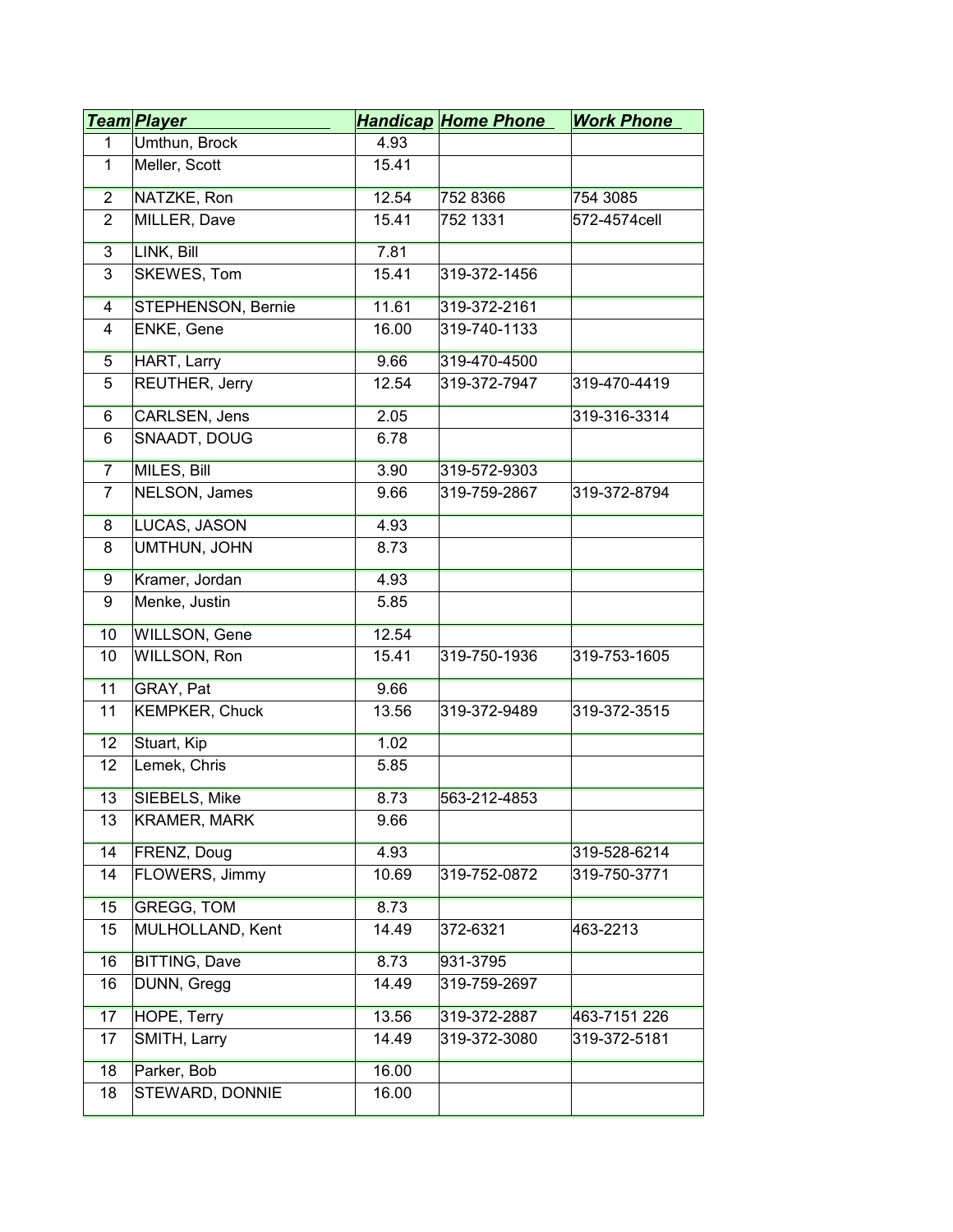| Team | Player | Handicap | Home Phone | Work Phone |
|---|---|---|---|---|
| 1 | Umthun, Brock | 4.93 | | |
| 1 | Meller, Scott | 15.41 | | |
| 2 | NATZKE, Ron | 12.54 | 752 8366 | 754 3085 |
| 2 | MILLER, Dave | 15.41 | 752 1331 | 572-4574cell |
| 3 | LINK, Bill | 7.81 | | |
| 3 | SKEWES, Tom | 15.41 | 319-372-1456 | |
| 4 | STEPHENSON, Bernie | 11.61 | 319-372-2161 | |
| 4 | ENKE, Gene | 16.00 | 319-740-1133 | |
| 5 | HART, Larry | 9.66 | 319-470-4500 | |
| 5 | REUTHER, Jerry | 12.54 | 319-372-7947 | 319-470-4419 |
| 6 | CARLSEN, Jens | 2.05 | | 319-316-3314 |
| 6 | SNAADT, DOUG | 6.78 | | |
| 7 | MILES, Bill | 3.90 | 319-572-9303 | |
| 7 | NELSON, James | 9.66 | 319-759-2867 | 319-372-8794 |
| 8 | LUCAS, JASON | 4.93 | | |
| 8 | UMTHUN, JOHN | 8.73 | | |
| 9 | Kramer, Jordan | 4.93 | | |
| 9 | Menke, Justin | 5.85 | | |
| 10 | WILLSON, Gene | 12.54 | | |
| 10 | WILLSON, Ron | 15.41 | 319-750-1936 | 319-753-1605 |
| 11 | GRAY, Pat | 9.66 | | |
| 11 | KEMPKER, Chuck | 13.56 | 319-372-9489 | 319-372-3515 |
| 12 | Stuart, Kip | 1.02 | | |
| 12 | Lemek, Chris | 5.85 | | |
| 13 | SIEBELS, Mike | 8.73 | 563-212-4853 | |
| 13 | KRAMER, MARK | 9.66 | | |
| 14 | FRENZ, Doug | 4.93 | | 319-528-6214 |
| 14 | FLOWERS, Jimmy | 10.69 | 319-752-0872 | 319-750-3771 |
| 15 | GREGG, TOM | 8.73 | | |
| 15 | MULHOLLAND, Kent | 14.49 | 372-6321 | 463-2213 |
| 16 | BITTING, Dave | 8.73 | 931-3795 | |
| 16 | DUNN, Gregg | 14.49 | 319-759-2697 | |
| 17 | HOPE, Terry | 13.56 | 319-372-2887 | 463-7151 226 |
| 17 | SMITH, Larry | 14.49 | 319-372-3080 | 319-372-5181 |
| 18 | Parker, Bob | 16.00 | | |
| 18 | STEWARD, DONNIE | 16.00 | | |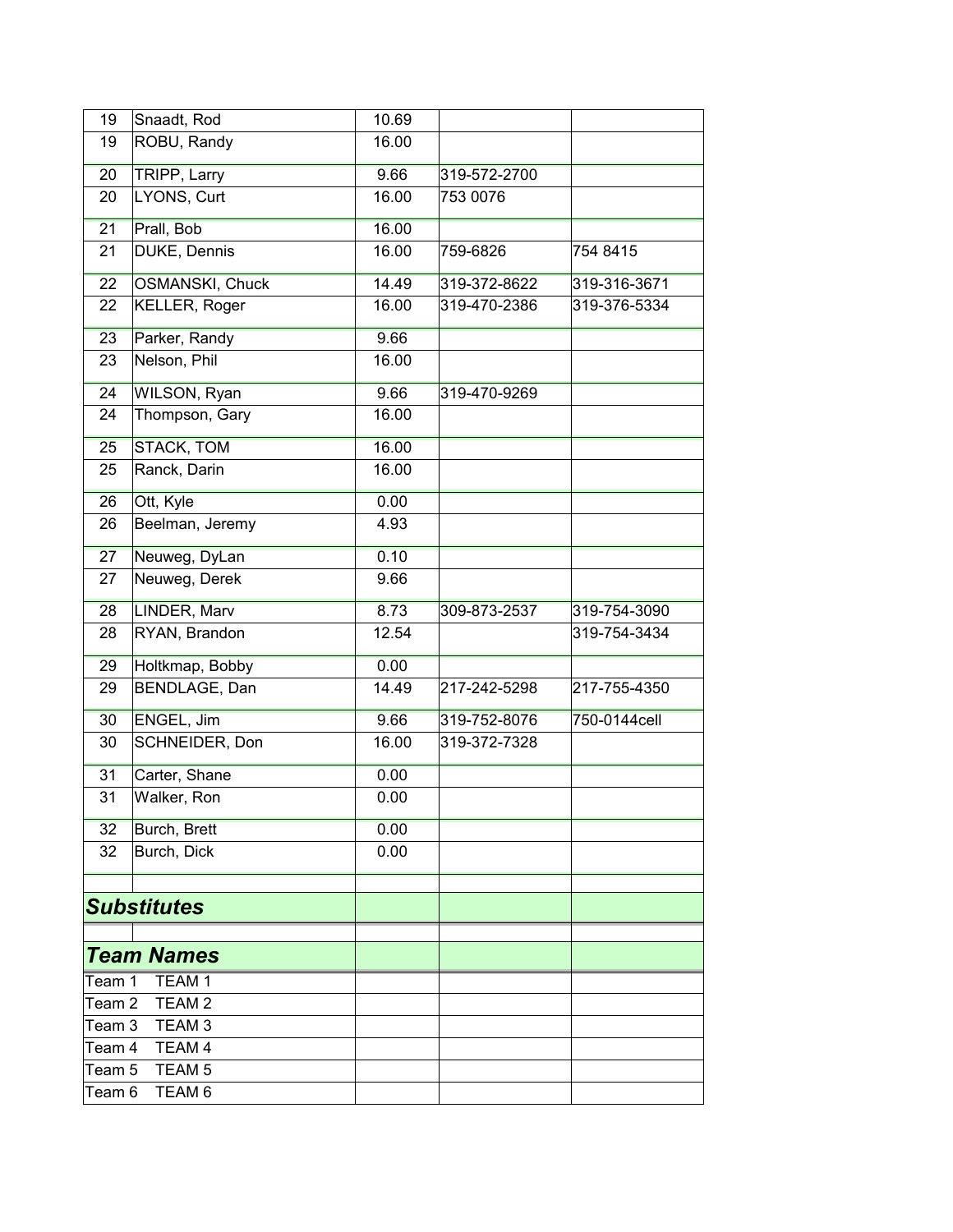| | | | | |
|---|---|---|---|---|
| 19 | Snaadt, Rod | 10.69 | | |
| 19 | ROBU, Randy | 16.00 | | |
| 20 | TRIPP, Larry | 9.66 | 319-572-2700 | |
| 20 | LYONS, Curt | 16.00 | 753 0076 | |
| 21 | Prall, Bob | 16.00 | | |
| 21 | DUKE, Dennis | 16.00 | 759-6826 | 754 8415 |
| 22 | OSMANSKI, Chuck | 14.49 | 319-372-8622 | 319-316-3671 |
| 22 | KELLER, Roger | 16.00 | 319-470-2386 | 319-376-5334 |
| 23 | Parker, Randy | 9.66 | | |
| 23 | Nelson, Phil | 16.00 | | |
| 24 | WILSON, Ryan | 9.66 | 319-470-9269 | |
| 24 | Thompson, Gary | 16.00 | | |
| 25 | STACK, TOM | 16.00 | | |
| 25 | Ranck, Darin | 16.00 | | |
| 26 | Ott, Kyle | 0.00 | | |
| 26 | Beelman, Jeremy | 4.93 | | |
| 27 | Neuweg, DyLan | 0.10 | | |
| 27 | Neuweg, Derek | 9.66 | | |
| 28 | LINDER, Marv | 8.73 | 309-873-2537 | 319-754-3090 |
| 28 | RYAN, Brandon | 12.54 | | 319-754-3434 |
| 29 | Holtkmap, Bobby | 0.00 | | |
| 29 | BENDLAGE, Dan | 14.49 | 217-242-5298 | 217-755-4350 |
| 30 | ENGEL, Jim | 9.66 | 319-752-8076 | 750-0144cell |
| 30 | SCHNEIDER, Don | 16.00 | 319-372-7328 | |
| 31 | Carter, Shane | 0.00 | | |
| 31 | Walker, Ron | 0.00 | | |
| 32 | Burch, Brett | 0.00 | | |
| 32 | Burch, Dick | 0.00 | | |
| | | | | |
| ***Substitutes*** | | | | |
| | | | | |
| ***Team Names*** | | | | |
| Team 1 | TEAM 1 | | | |
| Team 2 | TEAM 2 | | | |
| Team 3 | TEAM 3 | | | |
| Team 4 | TEAM 4 | | | |
| Team 5 | TEAM 5 | | | |
| Team 6 | TEAM 6 | | | |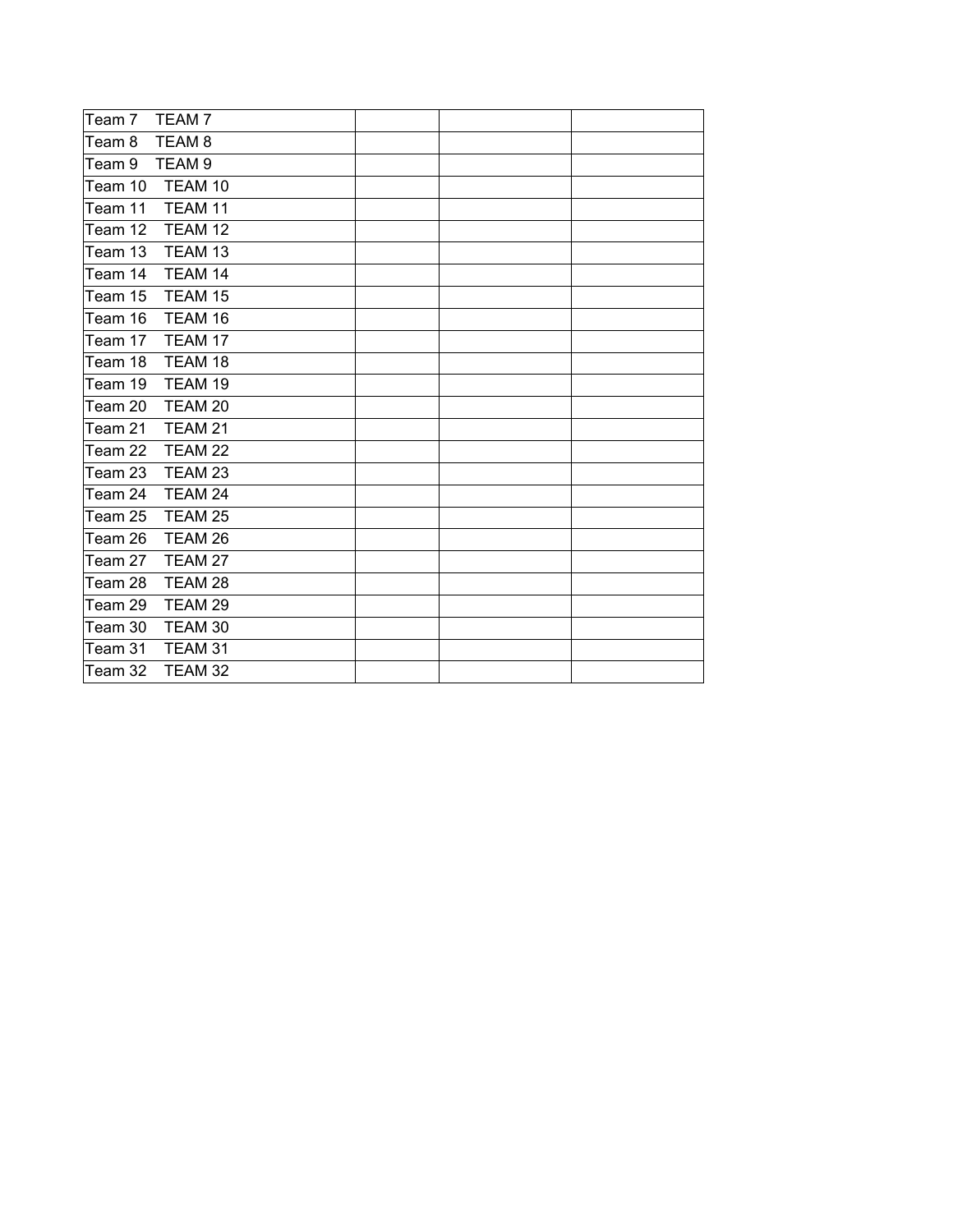| | | | |
|---|---|---|---|
| Team 7 TEAM 7 | | | |
| Team 8 TEAM 8 | | | |
| Team 9 TEAM 9 | | | |
| Team 10 TEAM 10 | | | |
| Team 11 TEAM 11 | | | |
| Team 12 TEAM 12 | | | |
| Team 13 TEAM 13 | | | |
| Team 14 TEAM 14 | | | |
| Team 15 TEAM 15 | | | |
| Team 16 TEAM 16 | | | |
| Team 17 TEAM 17 | | | |
| Team 18 TEAM 18 | | | |
| Team 19 TEAM 19 | | | |
| Team 20 TEAM 20 | | | |
| Team 21 TEAM 21 | | | |
| Team 22 TEAM 22 | | | |
| Team 23 TEAM 23 | | | |
| Team 24 TEAM 24 | | | |
| Team 25 TEAM 25 | | | |
| Team 26 TEAM 26 | | | |
| Team 27 TEAM 27 | | | |
| Team 28 TEAM 28 | | | |
| Team 29 TEAM 29 | | | |
| Team 30 TEAM 30 | | | |
| Team 31 TEAM 31 | | | |
| Team 32 TEAM 32 | | | |